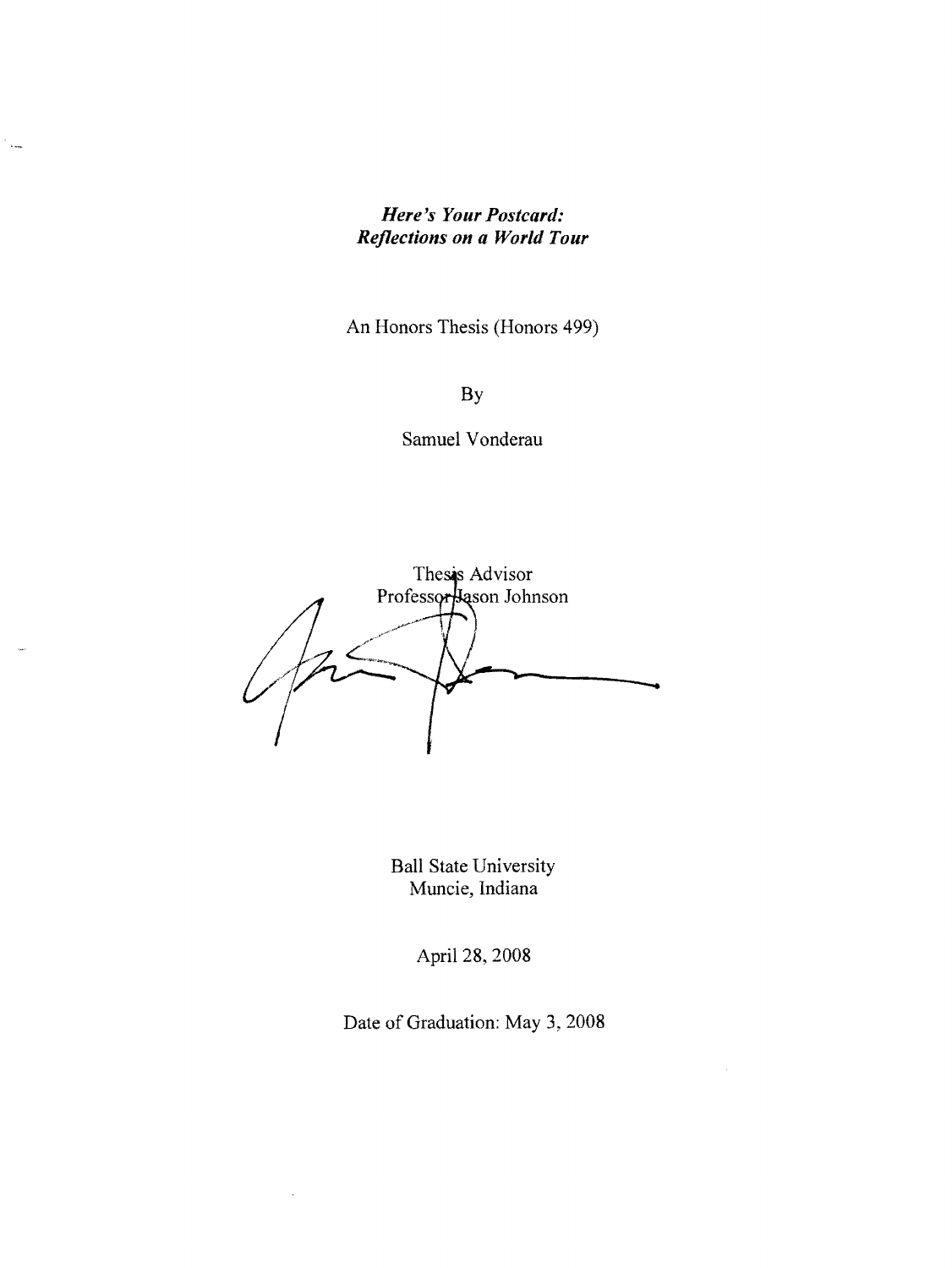***Here's Your Postcard:***
***Reflections on a World Tour***

An Honors Thesis (Honors 499)

By

Samuel Vonderau

Thesis Advisor
Professor Jason Johnson

Ball State University
Muncie, Indiana

April 28, 2008

Date of Graduation: May 3, 2008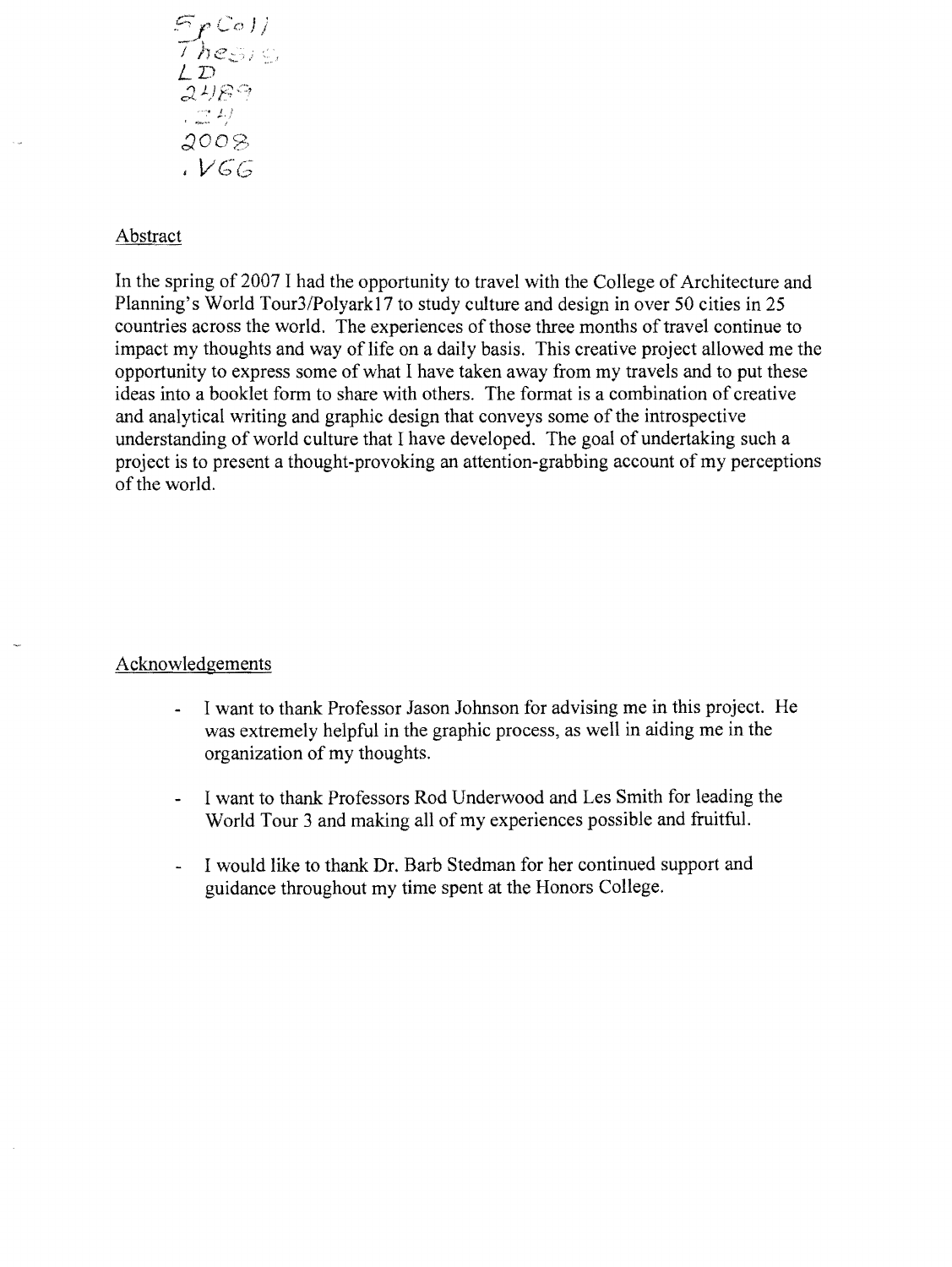SpColl
Thesis
LD
2489
.Z4
2008
.V66

## Abstract

In the spring of 2007 I had the opportunity to travel with the College of Architecture and Planning's World Tour3/Polyark17 to study culture and design in over 50 cities in 25 countries across the world. The experiences of those three months of travel continue to impact my thoughts and way of life on a daily basis. This creative project allowed me the opportunity to express some of what I have taken away from my travels and to put these ideas into a booklet form to share with others. The format is a combination of creative and analytical writing and graphic design that conveys some of the introspective understanding of world culture that I have developed. The goal of undertaking such a project is to present a thought-provoking an attention-grabbing account of my perceptions of the world.

## Acknowledgements

- I want to thank Professor Jason Johnson for advising me in this project. He was extremely helpful in the graphic process, as well in aiding me in the organization of my thoughts.

- I want to thank Professors Rod Underwood and Les Smith for leading the World Tour 3 and making all of my experiences possible and fruitful.

- I would like to thank Dr. Barb Stedman for her continued support and guidance throughout my time spent at the Honors College.